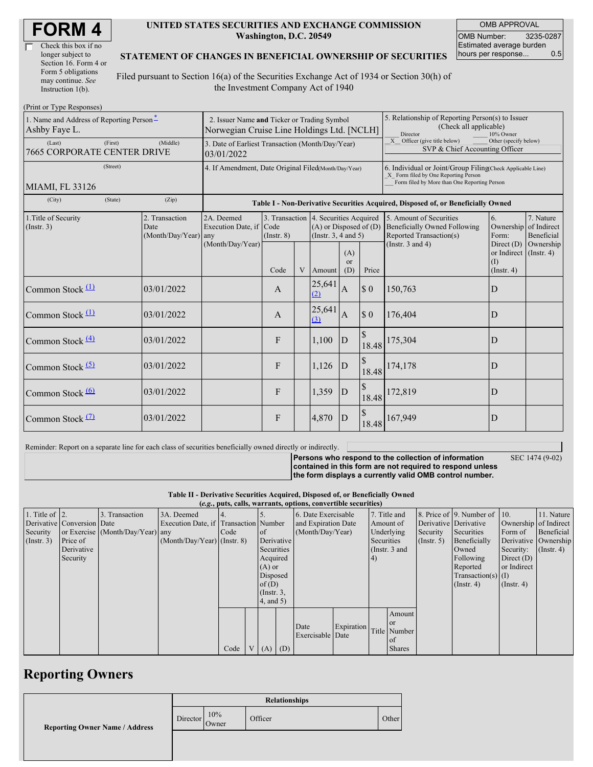# FORM 4

☐ Check this box if no longer subject to Section 16. Form 4 or Form 5 obligations may continue. *See* Instruction 1(b).

**UNITED STATES SECURITIES AND EXCHANGE COMMISSION**
**Washington, D.C. 20549**

**STATEMENT OF CHANGES IN BENEFICIAL OWNERSHIP OF SECURITIES**

Filed pursuant to Section 16(a) of the Securities Exchange Act of 1934 or Section 30(h) of the Investment Company Act of 1940

| OMB APPROVAL | |
|---|---|
| OMB Number: | 3235-0287 |
| Estimated average burden hours per response... | 0.5 |

(Print or Type Responses)

| | | |
|---|---|---|
| 1. Name and Address of Reporting Person* Ashby Faye L. | 2. Issuer Name and Ticker or Trading Symbol Norwegian Cruise Line Holdings Ltd. [NCLH] | 5. Relationship of Reporting Person(s) to Issuer (Check all applicable) ___ Director ___ 10% Owner _X_ Officer (give title below) ___ Other (specify below) SVP & Chief Accounting Officer |
| (Last) (First) (Middle) 7665 CORPORATE CENTER DRIVE | 3. Date of Earliest Transaction (Month/Day/Year) 03/01/2022 | |
| (Street) MIAMI, FL 33126 | 4. If Amendment, Date Original Filed(Month/Day/Year) | 6. Individual or Joint/Group Filing(Check Applicable Line) _X_ Form filed by One Reporting Person ___ Form filed by More than One Reporting Person |
| (City) (State) (Zip) | | |

**Table I - Non-Derivative Securities Acquired, Disposed of, or Beneficially Owned**

| 1.Title of Security (Instr. 3) | 2. Transaction Date (Month/Day/Year) | 2A. Deemed Execution Date, if any (Month/Day/Year) | 3. Transaction Code (Instr. 8) Code | V | 4. Securities Acquired (A) or Disposed of (D) (Instr. 3, 4 and 5) Amount | (A) or (D) | Price | 5. Amount of Securities Beneficially Owned Following Reported Transaction(s) (Instr. 3 and 4) | 6. Ownership Form: Direct (D) or Indirect (I) (Instr. 4) | 7. Nature of Indirect Beneficial Ownership (Instr. 4) |
|---|---|---|---|---|---|---|---|---|---|---|
| Common Stock [(1)] | 03/01/2022 | | A | | 25,641 [(2)] | A | $ 0 | 150,763 | D | |
| Common Stock [(1)] | 03/01/2022 | | A | | 25,641 [(3)] | A | $ 0 | 176,404 | D | |
| Common Stock [(4)] | 03/01/2022 | | F | | 1,100 | D | $ 18.48 | 175,304 | D | |
| Common Stock [(5)] | 03/01/2022 | | F | | 1,126 | D | $ 18.48 | 174,178 | D | |
| Common Stock [(6)] | 03/01/2022 | | F | | 1,359 | D | $ 18.48 | 172,819 | D | |
| Common Stock [(7)] | 03/01/2022 | | F | | 4,870 | D | $ 18.48 | 167,949 | D | |

Reminder: Report on a separate line for each class of securities beneficially owned directly or indirectly.

**Persons who respond to the collection of information contained in this form are not required to respond unless the form displays a currently valid OMB control number.** SEC 1474 (9-02)

**Table II - Derivative Securities Acquired, Disposed of, or Beneficially Owned**
***(e.g., puts, calls, warrants, options, convertible securities)***

| 1. Title of Derivative Security (Instr. 3) | 2. Conversion or Exercise Price of Derivative Security | 3. Transaction Date (Month/Day/Year) | 3A. Deemed Execution Date, if any (Month/Day/Year) | 4. Transaction Code (Instr. 8) Code | V | 5. Number of Derivative Securities Acquired (A) or Disposed of (D) (Instr. 3, 4, and 5) (A) | (D) | 6. Date Exercisable and Expiration Date (Month/Day/Year) Date Exercisable | Expiration Date | 7. Title and Amount of Underlying Securities (Instr. 3 and 4) Title | Amount or Number of Shares | 8. Price of Derivative Security (Instr. 5) | 9. Number of Derivative Securities Beneficially Owned Following Reported Transaction(s) (Instr. 4) | 10. Ownership Form of Derivative Security: Direct (D) or Indirect (I) (Instr. 4) | 11. Nature of Indirect Beneficial Ownership (Instr. 4) |
|---|---|---|---|---|---|---|---|---|---|---|---|---|---|---|---|

## Reporting Owners

| Reporting Owner Name / Address | Relationships Director | 10% Owner | Officer | Other |
|---|---|---|---|---|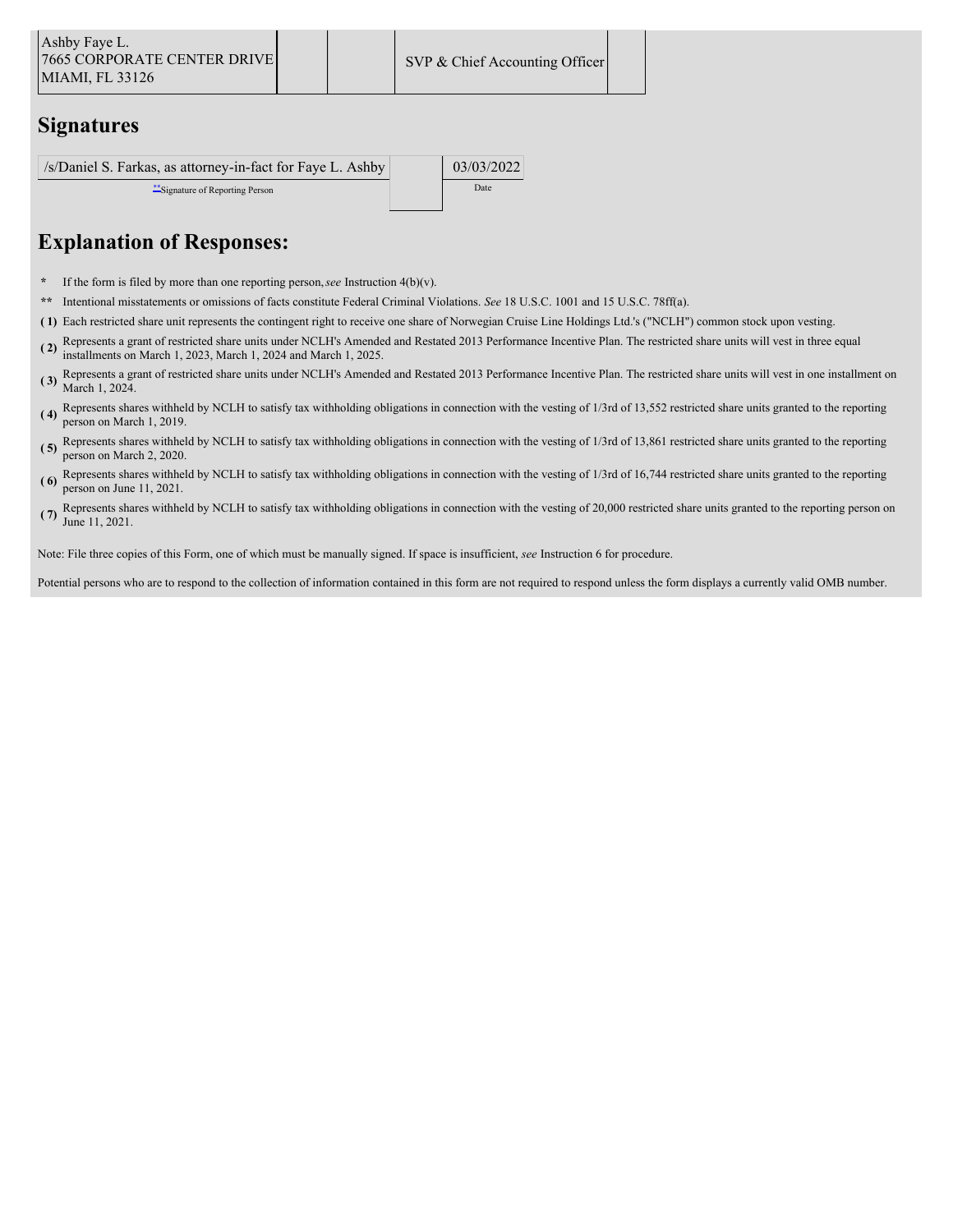| | | | | |
|---|---|---|---|---|
| Ashby Faye L.<br>7665 CORPORATE CENTER DRIVE<br>MIAMI, FL 33126 | | | SVP & Chief Accounting Officer | |

## Signatures

| | | |
|---|---|---|
| /s/Daniel S. Farkas, as attorney-in-fact for Faye L. Ashby | | 03/03/2022 |
| **Signature of Reporting Person | | Date |

## Explanation of Responses:

\* If the form is filed by more than one reporting person, *see* Instruction 4(b)(v).

** Intentional misstatements or omissions of facts constitute Federal Criminal Violations. *See* 18 U.S.C. 1001 and 15 U.S.C. 78ff(a).

(1) Each restricted share unit represents the contingent right to receive one share of Norwegian Cruise Line Holdings Ltd.'s ("NCLH") common stock upon vesting.

(2) Represents a grant of restricted share units under NCLH's Amended and Restated 2013 Performance Incentive Plan. The restricted share units will vest in three equal installments on March 1, 2023, March 1, 2024 and March 1, 2025.

(3) Represents a grant of restricted share units under NCLH's Amended and Restated 2013 Performance Incentive Plan. The restricted share units will vest in one installment on March 1, 2024.

(4) Represents shares withheld by NCLH to satisfy tax withholding obligations in connection with the vesting of 1/3rd of 13,552 restricted share units granted to the reporting person on March 1, 2019.

(5) Represents shares withheld by NCLH to satisfy tax withholding obligations in connection with the vesting of 1/3rd of 13,861 restricted share units granted to the reporting person on March 2, 2020.

(6) Represents shares withheld by NCLH to satisfy tax withholding obligations in connection with the vesting of 1/3rd of 16,744 restricted share units granted to the reporting person on June 11, 2021.

(7) Represents shares withheld by NCLH to satisfy tax withholding obligations in connection with the vesting of 20,000 restricted share units granted to the reporting person on June 11, 2021.

Note: File three copies of this Form, one of which must be manually signed. If space is insufficient, *see* Instruction 6 for procedure.

Potential persons who are to respond to the collection of information contained in this form are not required to respond unless the form displays a currently valid OMB number.